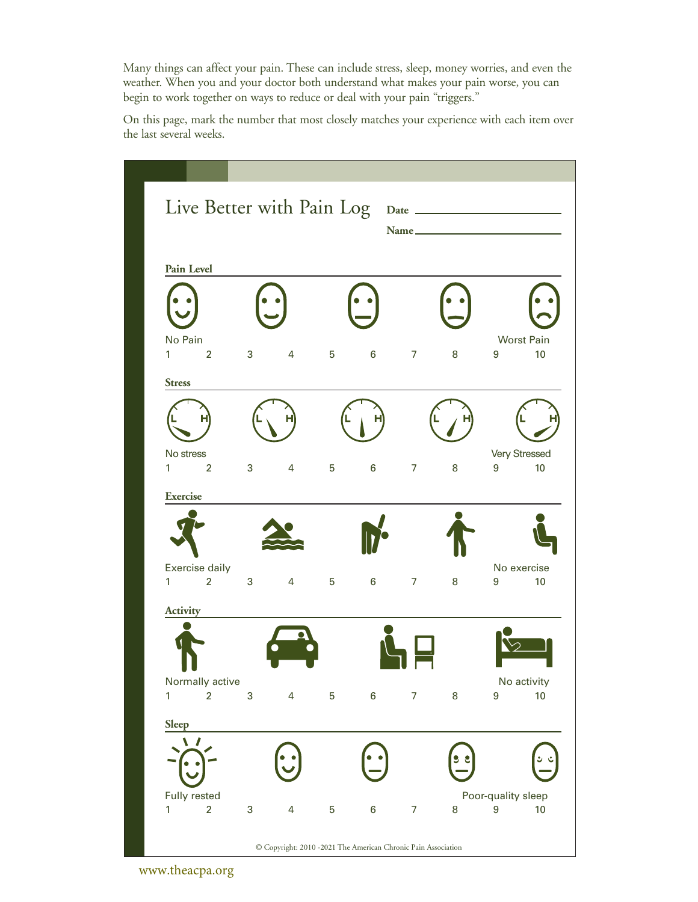Many things can affect your pain. These can include stress, sleep, money worries, and even the weather. When you and your doctor both understand what makes your pain worse, you can begin to work together on ways to reduce or deal with your pain "triggers."

On this page, mark the number that most closely matches your experience with each item over the last several weeks.

# Live Better with Pain Log

**Date** ______________________

**Name** ______________________

**Pain Level**

No Pain — Worst Pain

1 2 3 4 5 6 7 8 9 10

**Stress**

No stress — Very Stressed

1 2 3 4 5 6 7 8 9 10

**Exercise**

Exercise daily — No exercise

1 2 3 4 5 6 7 8 9 10

**Activity**

Normally active — No activity

1 2 3 4 5 6 7 8 9 10

**Sleep**

Fully rested — Poor-quality sleep

1 2 3 4 5 6 7 8 9 10

© Copyright: 2010 -2021 The American Chronic Pain Association

www.theacpa.org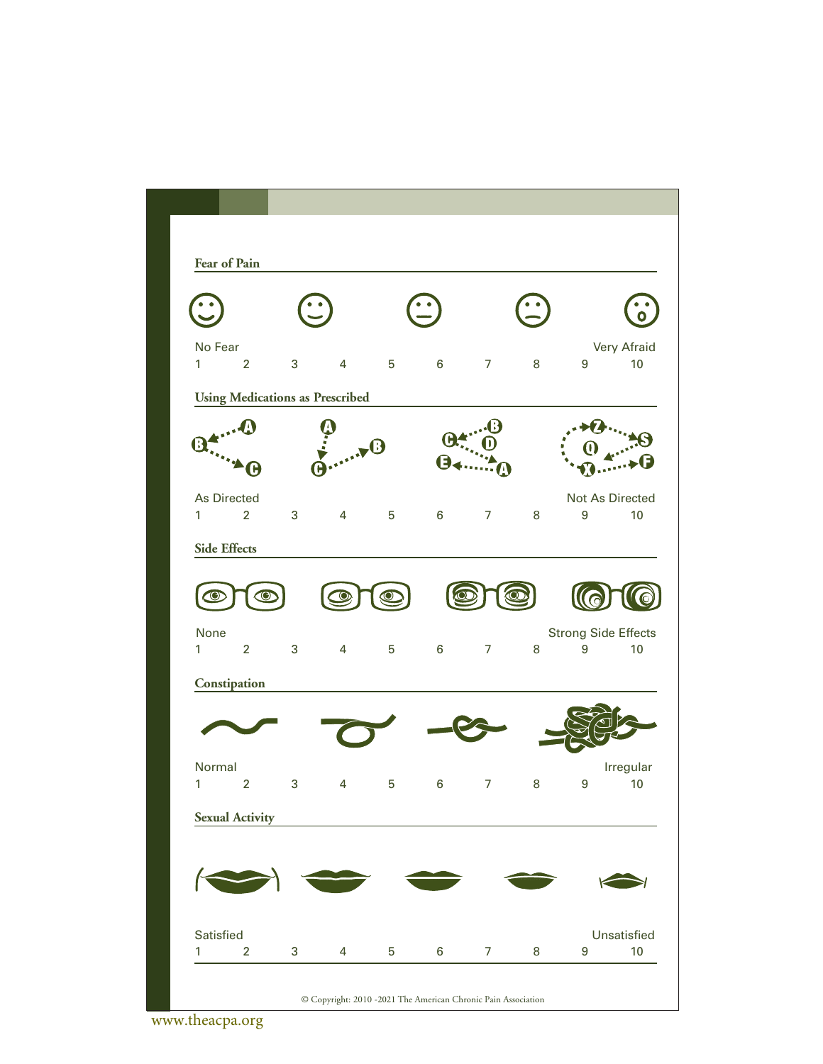## Fear of Pain

No Fear — Very Afraid

1 2 3 4 5 6 7 8 9 10

## Using Medications as Prescribed

As Directed — Not As Directed

1 2 3 4 5 6 7 8 9 10

## Side Effects

None — Strong Side Effects

1 2 3 4 5 6 7 8 9 10

## Constipation

Normal — Irregular

1 2 3 4 5 6 7 8 9 10

## Sexual Activity

Satisfied — Unsatisfied

1 2 3 4 5 6 7 8 9 10

© Copyright: 2010 -2021 The American Chronic Pain Association

www.theacpa.org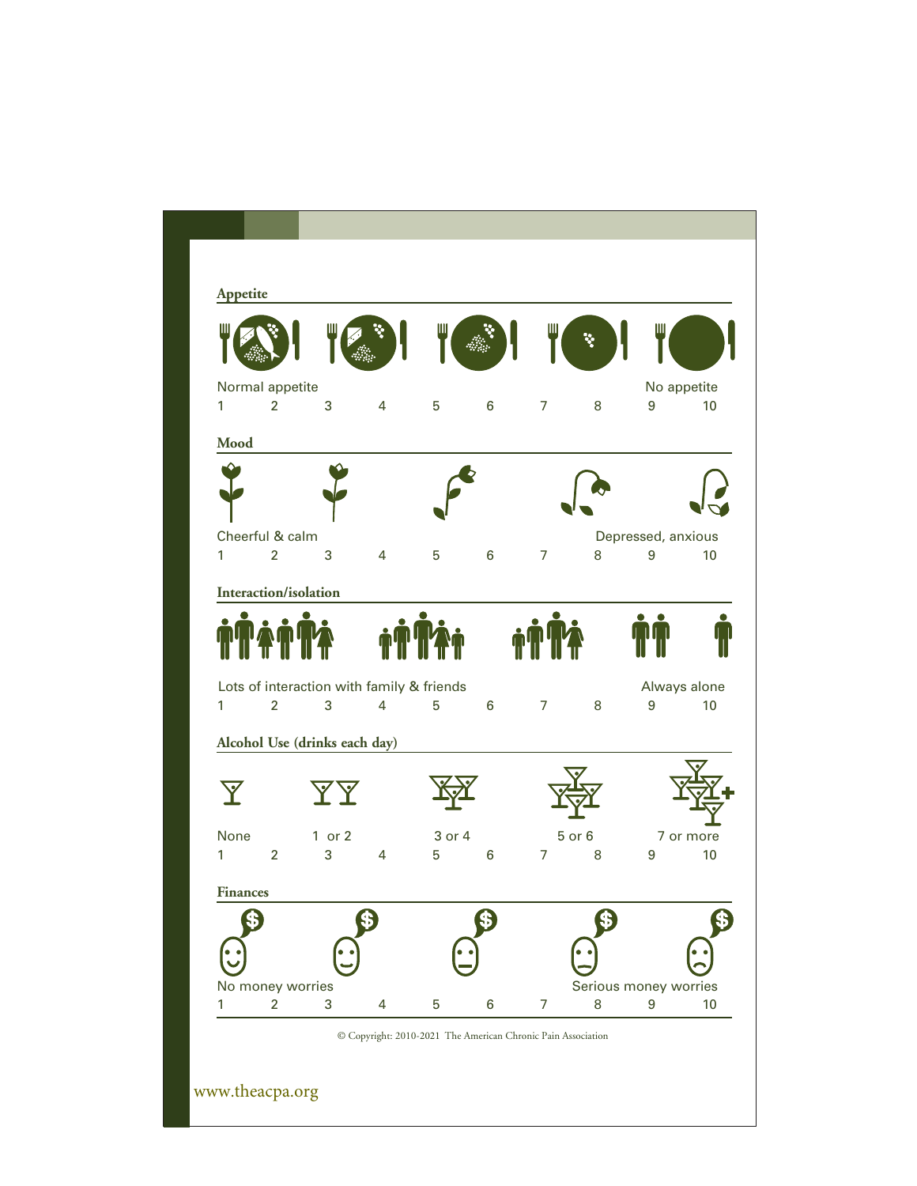**Appetite**

Normal appetite

No appetite

1 2 3 4 5 6 7 8 9 10

**Mood**

Cheerful & calm

Depressed, anxious

1 2 3 4 5 6 7 8 9 10

**Interaction/isolation**

Lots of interaction with family & friends

Always alone

1 2 3 4 5 6 7 8 9 10

**Alcohol Use (drinks each day)**

None

1 or 2

3 or 4

5 or 6

7 or more

1 2 3 4 5 6 7 8 9 10

**Finances**

No money worries

Serious money worries

1 2 3 4 5 6 7 8 9 10

© Copyright: 2010-2021 The American Chronic Pain Association

www.theacpa.org